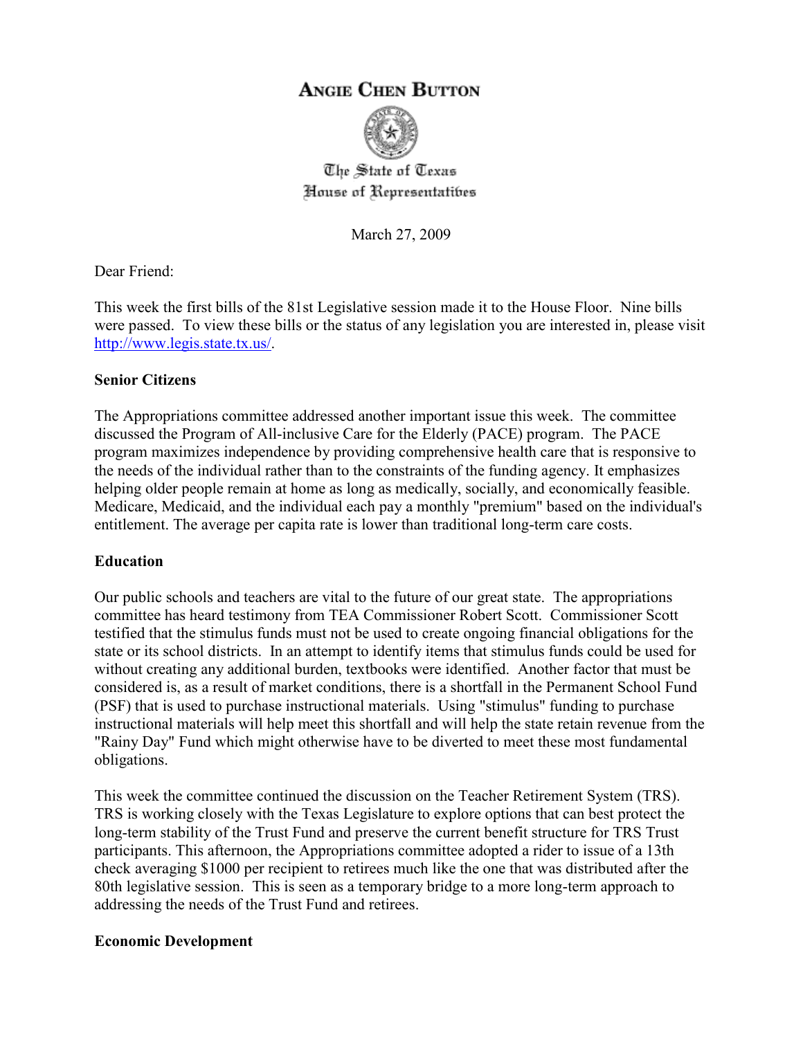# Angie Chen Button

The State of Texas
House of Representatives

March 27, 2009

Dear Friend:

This week the first bills of the 81st Legislative session made it to the House Floor. Nine bills were passed. To view these bills or the status of any legislation you are interested in, please visit http://www.legis.state.tx.us/.

**Senior Citizens**

The Appropriations committee addressed another important issue this week. The committee discussed the Program of All-inclusive Care for the Elderly (PACE) program. The PACE program maximizes independence by providing comprehensive health care that is responsive to the needs of the individual rather than to the constraints of the funding agency. It emphasizes helping older people remain at home as long as medically, socially, and economically feasible. Medicare, Medicaid, and the individual each pay a monthly "premium" based on the individual's entitlement. The average per capita rate is lower than traditional long-term care costs.

**Education**

Our public schools and teachers are vital to the future of our great state. The appropriations committee has heard testimony from TEA Commissioner Robert Scott. Commissioner Scott testified that the stimulus funds must not be used to create ongoing financial obligations for the state or its school districts. In an attempt to identify items that stimulus funds could be used for without creating any additional burden, textbooks were identified. Another factor that must be considered is, as a result of market conditions, there is a shortfall in the Permanent School Fund (PSF) that is used to purchase instructional materials. Using "stimulus" funding to purchase instructional materials will help meet this shortfall and will help the state retain revenue from the "Rainy Day" Fund which might otherwise have to be diverted to meet these most fundamental obligations.

This week the committee continued the discussion on the Teacher Retirement System (TRS). TRS is working closely with the Texas Legislature to explore options that can best protect the long-term stability of the Trust Fund and preserve the current benefit structure for TRS Trust participants. This afternoon, the Appropriations committee adopted a rider to issue of a 13th check averaging $1000 per recipient to retirees much like the one that was distributed after the 80th legislative session. This is seen as a temporary bridge to a more long-term approach to addressing the needs of the Trust Fund and retirees.

**Economic Development**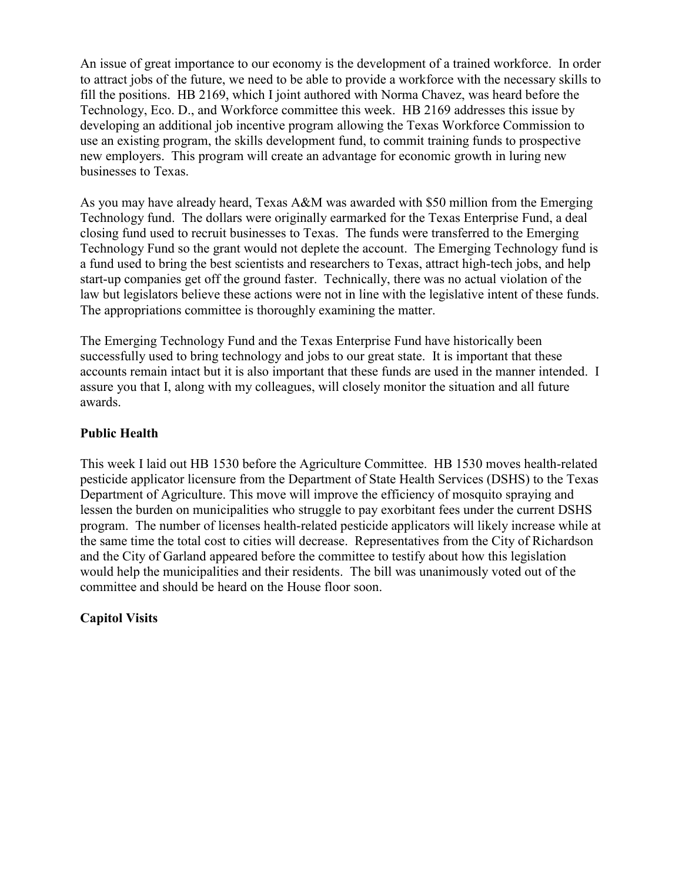An issue of great importance to our economy is the development of a trained workforce. In order to attract jobs of the future, we need to be able to provide a workforce with the necessary skills to fill the positions. HB 2169, which I joint authored with Norma Chavez, was heard before the Technology, Eco. D., and Workforce committee this week. HB 2169 addresses this issue by developing an additional job incentive program allowing the Texas Workforce Commission to use an existing program, the skills development fund, to commit training funds to prospective new employers. This program will create an advantage for economic growth in luring new businesses to Texas.

As you may have already heard, Texas A&M was awarded with $50 million from the Emerging Technology fund. The dollars were originally earmarked for the Texas Enterprise Fund, a deal closing fund used to recruit businesses to Texas. The funds were transferred to the Emerging Technology Fund so the grant would not deplete the account. The Emerging Technology fund is a fund used to bring the best scientists and researchers to Texas, attract high-tech jobs, and help start-up companies get off the ground faster. Technically, there was no actual violation of the law but legislators believe these actions were not in line with the legislative intent of these funds. The appropriations committee is thoroughly examining the matter.

The Emerging Technology Fund and the Texas Enterprise Fund have historically been successfully used to bring technology and jobs to our great state. It is important that these accounts remain intact but it is also important that these funds are used in the manner intended. I assure you that I, along with my colleagues, will closely monitor the situation and all future awards.

**Public Health**

This week I laid out HB 1530 before the Agriculture Committee. HB 1530 moves health-related pesticide applicator licensure from the Department of State Health Services (DSHS) to the Texas Department of Agriculture. This move will improve the efficiency of mosquito spraying and lessen the burden on municipalities who struggle to pay exorbitant fees under the current DSHS program. The number of licenses health-related pesticide applicators will likely increase while at the same time the total cost to cities will decrease. Representatives from the City of Richardson and the City of Garland appeared before the committee to testify about how this legislation would help the municipalities and their residents. The bill was unanimously voted out of the committee and should be heard on the House floor soon.

**Capitol Visits**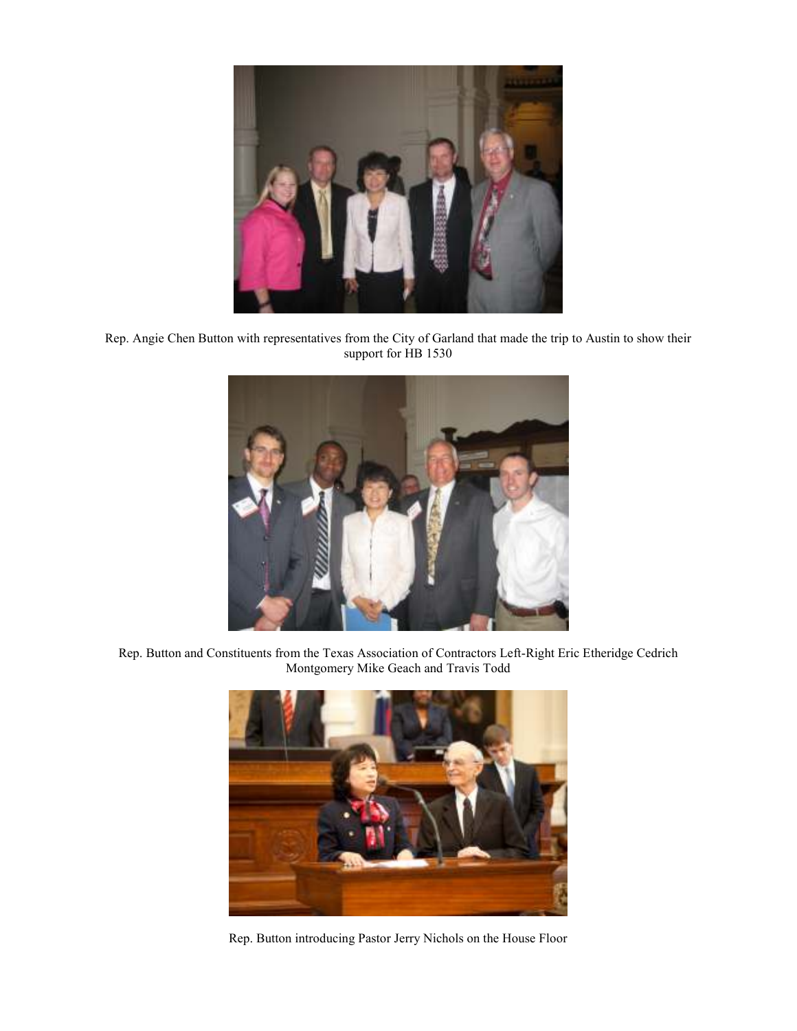Rep. Angie Chen Button with representatives from the City of Garland that made the trip to Austin to show their support for HB 1530

Rep. Button and Constituents from the Texas Association of Contractors Left-Right Eric Etheridge Cedrich Montgomery Mike Geach and Travis Todd

Rep. Button introducing Pastor Jerry Nichols on the House Floor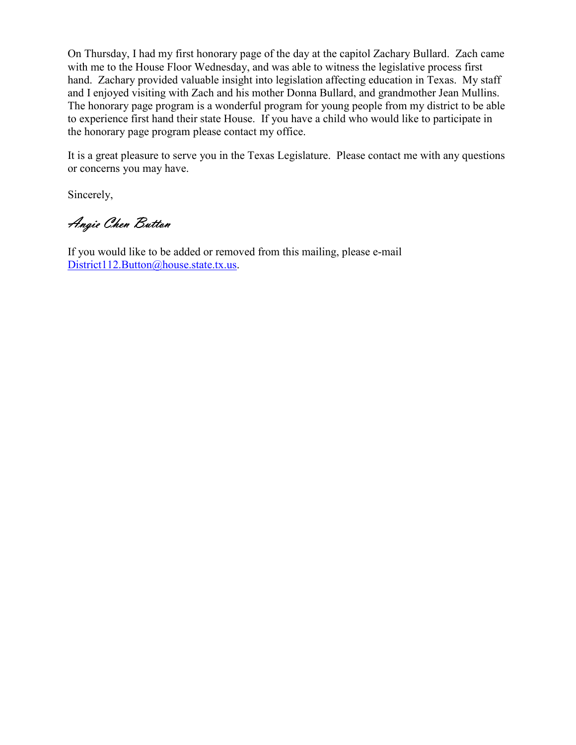On Thursday, I had my first honorary page of the day at the capitol Zachary Bullard. Zach came with me to the House Floor Wednesday, and was able to witness the legislative process first hand. Zachary provided valuable insight into legislation affecting education in Texas. My staff and I enjoyed visiting with Zach and his mother Donna Bullard, and grandmother Jean Mullins. The honorary page program is a wonderful program for young people from my district to be able to experience first hand their state House. If you have a child who would like to participate in the honorary page program please contact my office.

It is a great pleasure to serve you in the Texas Legislature. Please contact me with any questions or concerns you may have.

Sincerely,

*Angie Chen Button*

If you would like to be added or removed from this mailing, please e-mail District112.Button@house.state.tx.us.